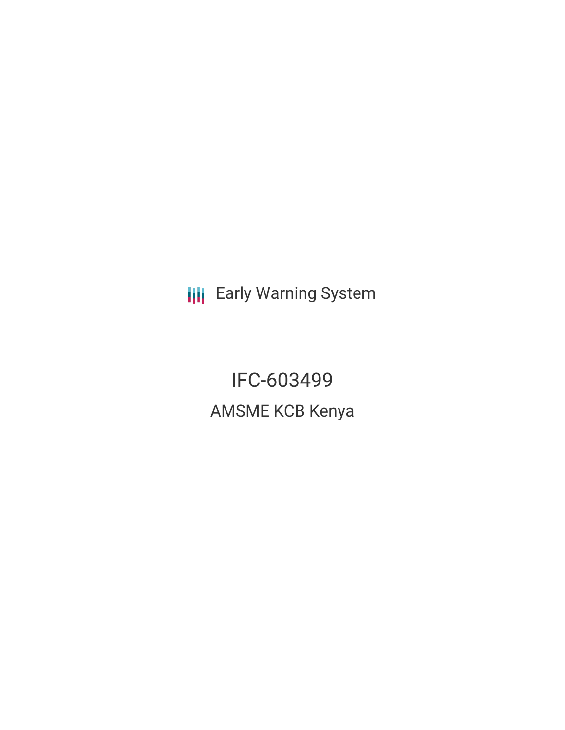Early Warning System

# IFC-603499

## AMSME KCB Kenya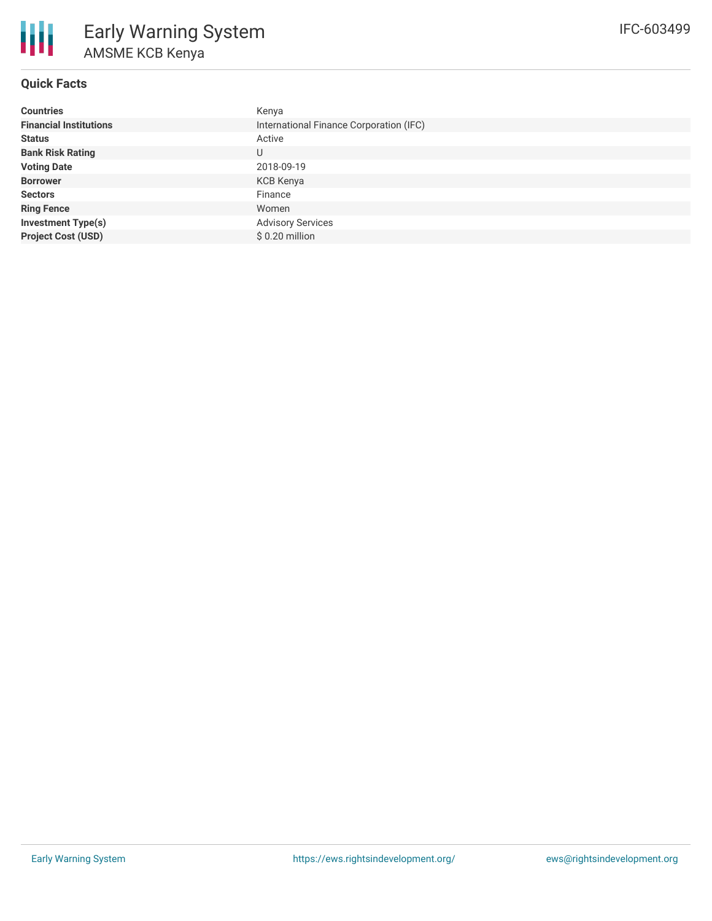# Early Warning System

## AMSME KCB Kenya

IFC-603499

### Quick Facts

| | |
|---|---|
| **Countries** | Kenya |
| **Financial Institutions** | International Finance Corporation (IFC) |
| **Status** | Active |
| **Bank Risk Rating** | U |
| **Voting Date** | 2018-09-19 |
| **Borrower** | KCB Kenya |
| **Sectors** | Finance |
| **Ring Fence** | Women |
| **Investment Type(s)** | Advisory Services |
| **Project Cost (USD)** | $ 0.20 million |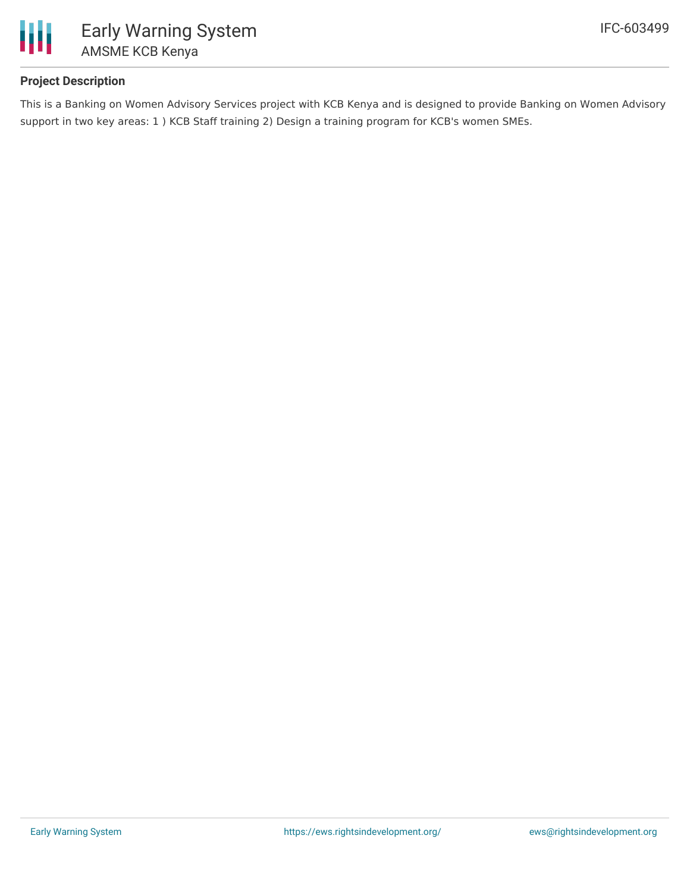## Project Description

This is a Banking on Women Advisory Services project with KCB Kenya and is designed to provide Banking on Women Advisory support in two key areas: 1 ) KCB Staff training 2) Design a training program for KCB's women SMEs.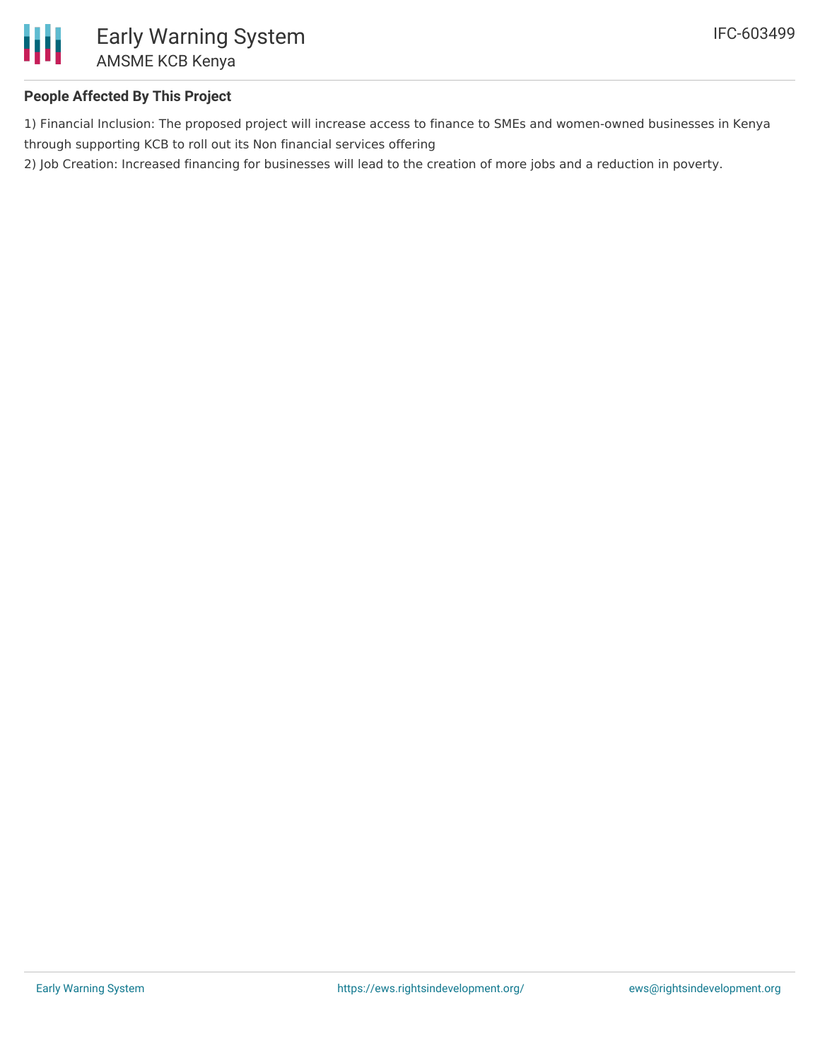### People Affected By This Project

1) Financial Inclusion: The proposed project will increase access to finance to SMEs and women-owned businesses in Kenya through supporting KCB to roll out its Non financial services offering
2) Job Creation: Increased financing for businesses will lead to the creation of more jobs and a reduction in poverty.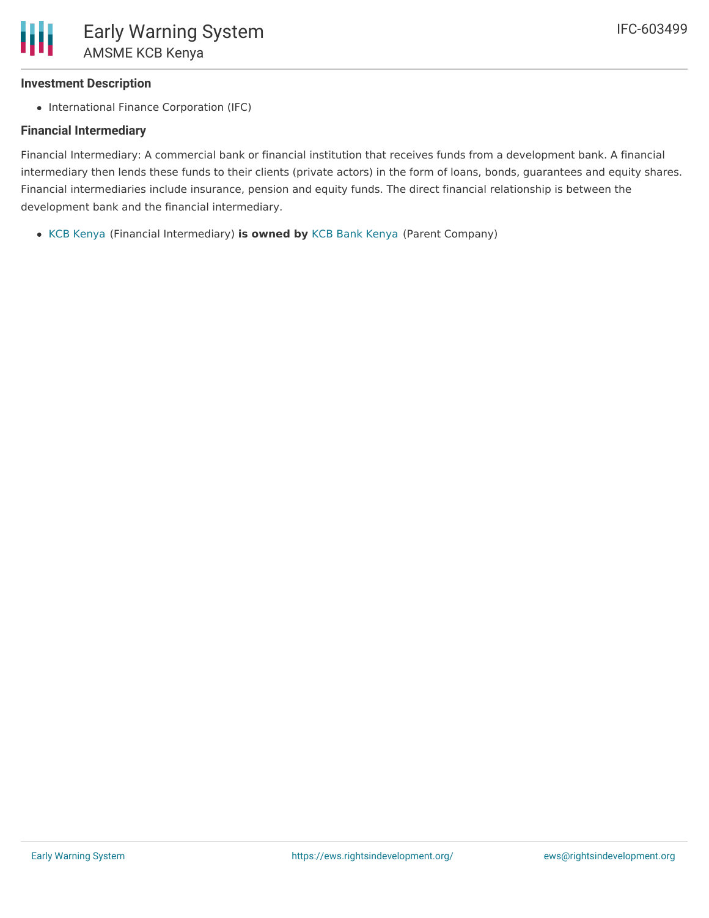### Investment Description

- International Finance Corporation (IFC)

### Financial Intermediary

Financial Intermediary: A commercial bank or financial institution that receives funds from a development bank. A financial intermediary then lends these funds to their clients (private actors) in the form of loans, bonds, guarantees and equity shares. Financial intermediaries include insurance, pension and equity funds. The direct financial relationship is between the development bank and the financial intermediary.

- KCB Kenya (Financial Intermediary) **is owned by** KCB Bank Kenya (Parent Company)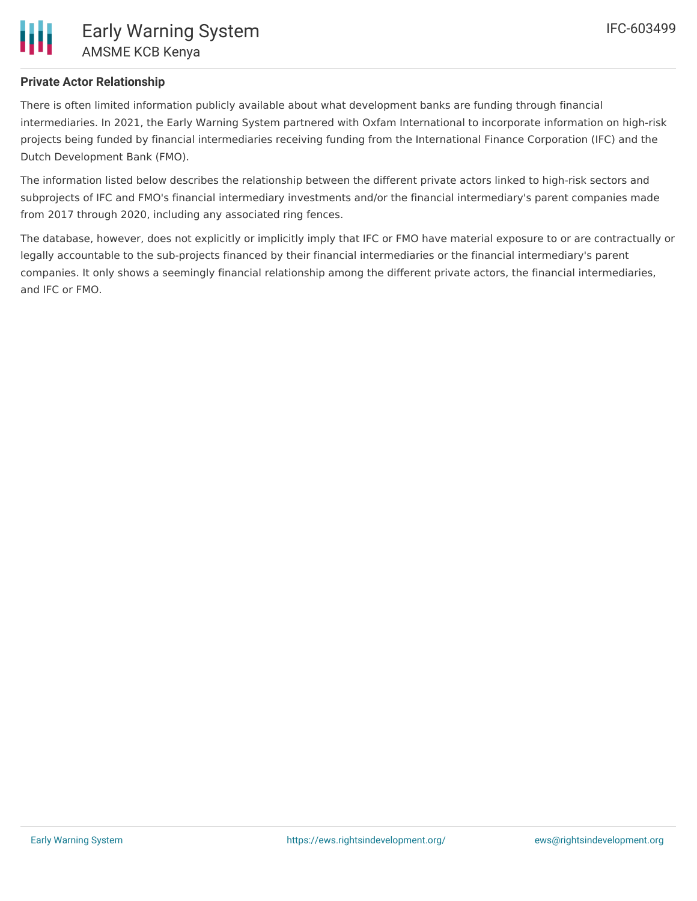## Private Actor Relationship

There is often limited information publicly available about what development banks are funding through financial intermediaries. In 2021, the Early Warning System partnered with Oxfam International to incorporate information on high-risk projects being funded by financial intermediaries receiving funding from the International Finance Corporation (IFC) and the Dutch Development Bank (FMO).

The information listed below describes the relationship between the different private actors linked to high-risk sectors and subprojects of IFC and FMO's financial intermediary investments and/or the financial intermediary's parent companies made from 2017 through 2020, including any associated ring fences.

The database, however, does not explicitly or implicitly imply that IFC or FMO have material exposure to or are contractually or legally accountable to the sub-projects financed by their financial intermediaries or the financial intermediary's parent companies. It only shows a seemingly financial relationship among the different private actors, the financial intermediaries, and IFC or FMO.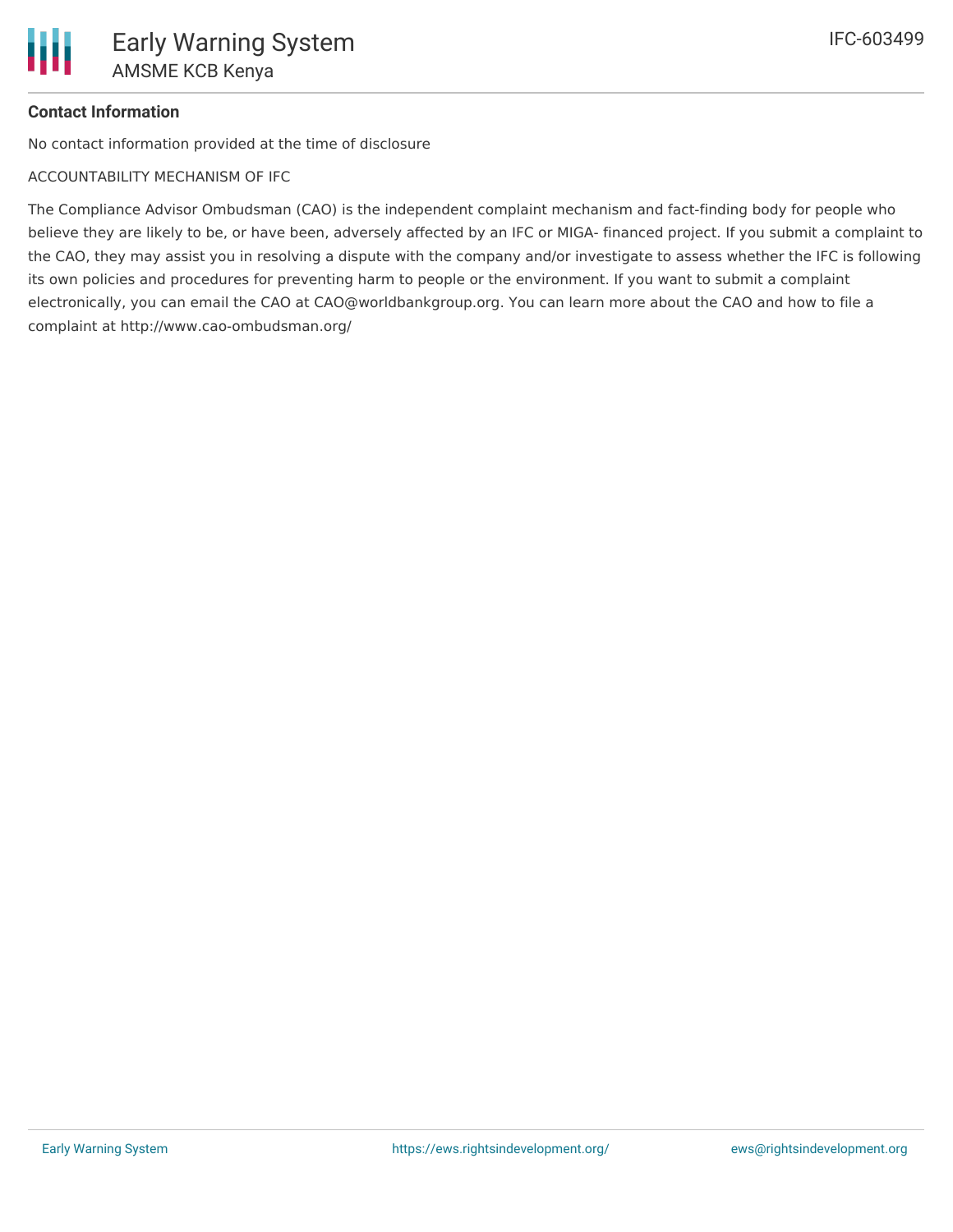**Contact Information**

No contact information provided at the time of disclosure

ACCOUNTABILITY MECHANISM OF IFC

The Compliance Advisor Ombudsman (CAO) is the independent complaint mechanism and fact-finding body for people who believe they are likely to be, or have been, adversely affected by an IFC or MIGA- financed project. If you submit a complaint to the CAO, they may assist you in resolving a dispute with the company and/or investigate to assess whether the IFC is following its own policies and procedures for preventing harm to people or the environment. If you want to submit a complaint electronically, you can email the CAO at CAO@worldbankgroup.org. You can learn more about the CAO and how to file a complaint at http://www.cao-ombudsman.org/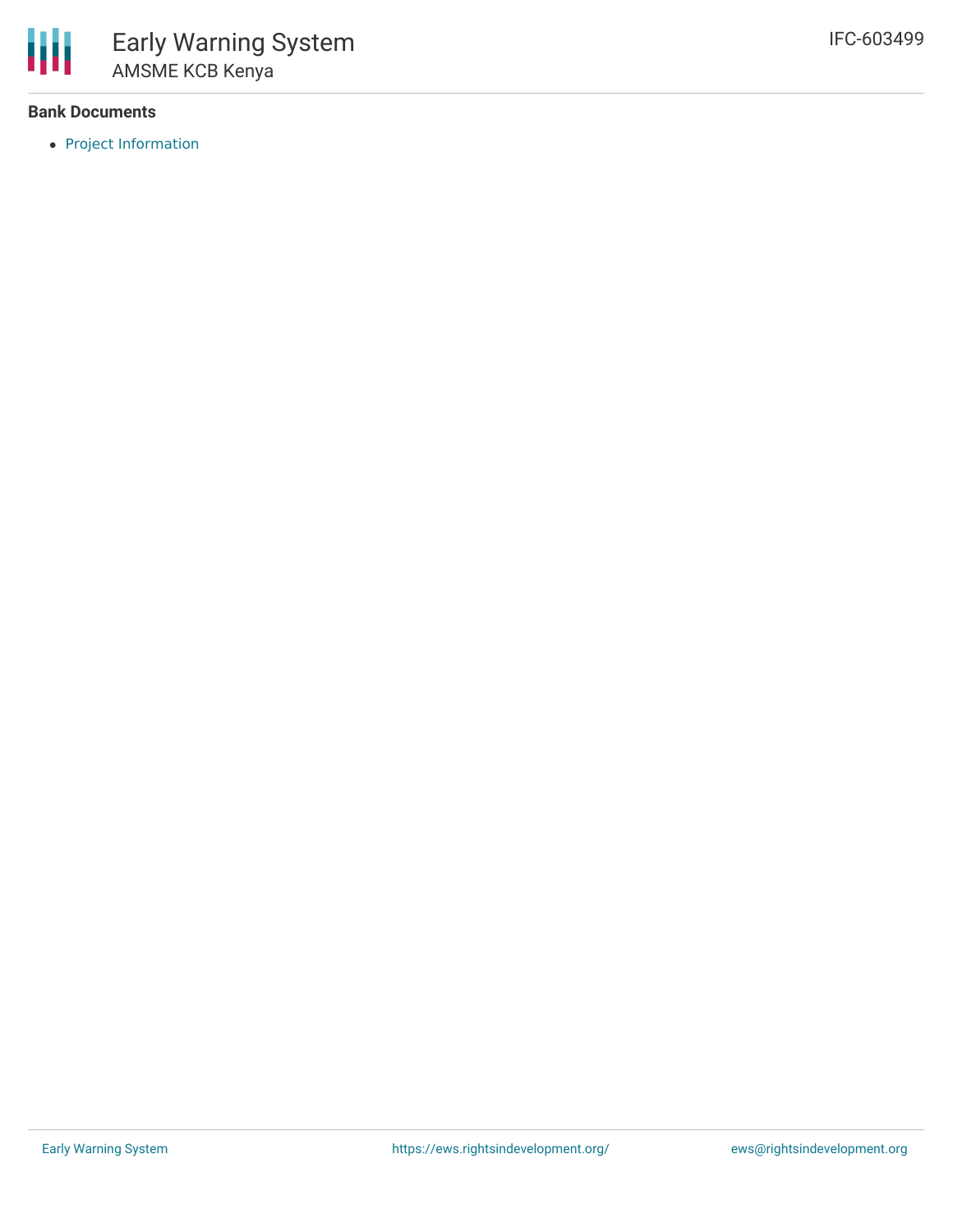**Bank Documents**

- Project Information